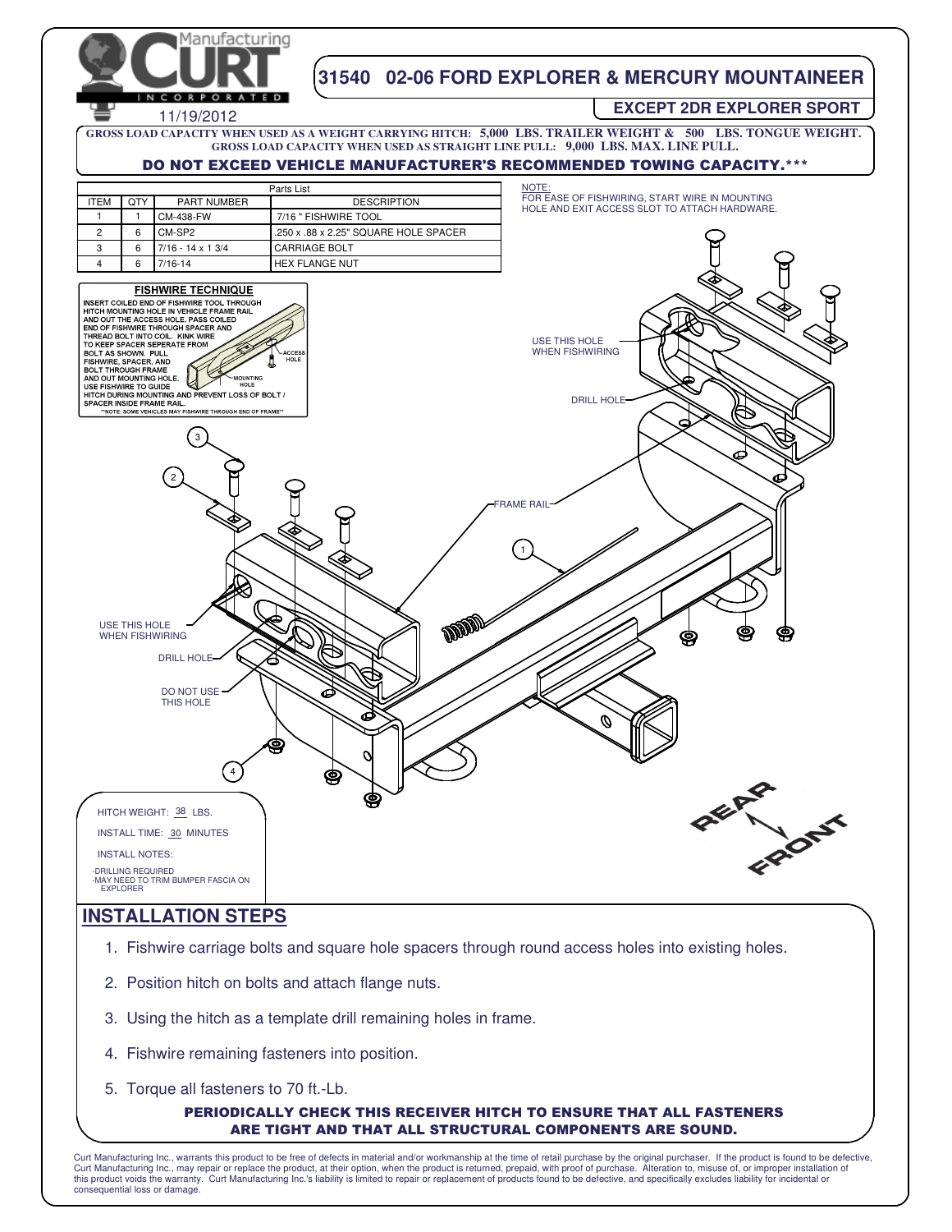# 31540 02-06 FORD EXPLORER & MERCURY MOUNTAINEER

## EXCEPT 2DR EXPLORER SPORT

11/19/2012

**GROSS LOAD CAPACITY WHEN USED AS A WEIGHT CARRYING HITCH: 5,000 LBS. TRAILER WEIGHT & 500 LBS. TONGUE WEIGHT.**
**GROSS LOAD CAPACITY WHEN USED AS STRAIGHT LINE PULL: 9,000 LBS. MAX. LINE PULL.**

**DO NOT EXCEED VEHICLE MANUFACTURER'S RECOMMENDED TOWING CAPACITY.\*\*\***

Parts List

| ITEM | QTY | PART NUMBER | DESCRIPTION |
|---|---|---|---|
| 1 | 1 | CM-438-FW | 7/16 " FISHWIRE TOOL |
| 2 | 6 | CM-SP2 | .250 x .88 x 2.25" SQUARE HOLE SPACER |
| 3 | 6 | 7/16 - 14 x 1 3/4 | CARRIAGE BOLT |
| 4 | 6 | 7/16-14 | HEX FLANGE NUT |

NOTE:
FOR EASE OF FISHWIRING, START WIRE IN MOUNTING HOLE AND EXIT ACCESS SLOT TO ATTACH HARDWARE.

**FISHWIRE TECHNIQUE**

INSERT COILED END OF FISHWIRE TOOL THROUGH HITCH MOUNTING HOLE IN VEHICLE FRAME RAIL AND OUT THE ACCESS HOLE. PASS COILED END OF FISHWIRE THROUGH SPACER AND THREAD BOLT INTO COIL. KINK WIRE TO KEEP SPACER SEPERATE FROM BOLT AS SHOWN. PULL FISHWIRE, SPACER, AND BOLT THROUGH FRAME AND OUT MOUNTING HOLE. USE FISHWIRE TO GUIDE HITCH DURING MOUNTING AND PREVENT LOSS OF BOLT / SPACER INSIDE FRAME RAIL.

\*\*NOTE: SOME VEHICLES MAY FISHWIRE THROUGH END OF FRAME\*\*

ACCESS HOLE
MOUNTING HOLE

USE THIS HOLE WHEN FISHWIRING
DRILL HOLE
FRAME RAIL
USE THIS HOLE WHEN FISHWIRING
DRILL HOLE
DO NOT USE THIS HOLE
REAR
FRONT

HITCH WEIGHT: 38 LBS.

INSTALL TIME: 30 MINUTES

INSTALL NOTES:

- DRILLING REQUIRED
- MAY NEED TO TRIM BUMPER FASCIA ON EXPLORER

## INSTALLATION STEPS

1. Fishwire carriage bolts and square hole spacers through round access holes into existing holes.
2. Position hitch on bolts and attach flange nuts.
3. Using the hitch as a template drill remaining holes in frame.
4. Fishwire remaining fasteners into position.
5. Torque all fasteners to 70 ft.-Lb.

**PERIODICALLY CHECK THIS RECEIVER HITCH TO ENSURE THAT ALL FASTENERS ARE TIGHT AND THAT ALL STRUCTURAL COMPONENTS ARE SOUND.**

Curt Manufacturing Inc., warrants this product to be free of defects in material and/or workmanship at the time of retail purchase by the original purchaser. If the product is found to be defective, Curt Manufacturing Inc., may repair or replace the product, at their option, when the product is returned, prepaid, with proof of purchase. Alteration to, misuse of, or improper installation of this product voids the warranty. Curt Manufacturing Inc.'s liability is limited to repair or replacement of products found to be defective, and specifically excludes liability for incidental or consequential loss or damage.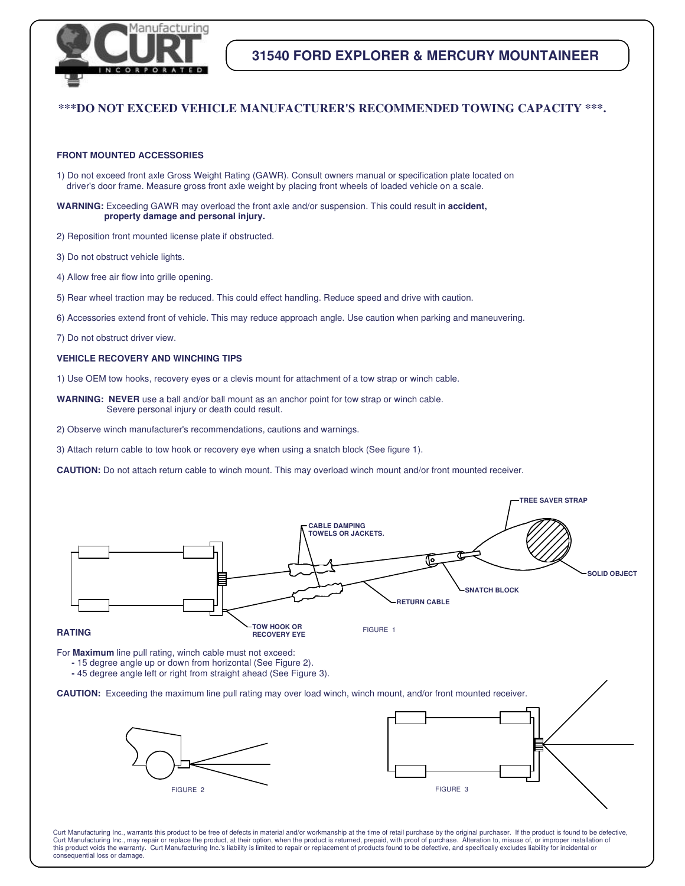# 31540 FORD EXPLORER & MERCURY MOUNTAINEER

**\*\*\*DO NOT EXCEED VEHICLE MANUFACTURER'S RECOMMENDED TOWING CAPACITY \*\*\*.**

### FRONT MOUNTED ACCESSORIES

1) Do not exceed front axle Gross Weight Rating (GAWR). Consult owners manual or specification plate located on driver's door frame. Measure gross front axle weight by placing front wheels of loaded vehicle on a scale.

**WARNING:** Exceeding GAWR may overload the front axle and/or suspension. This could result in **accident, property damage and personal injury.**

2) Reposition front mounted license plate if obstructed.

3) Do not obstruct vehicle lights.

4) Allow free air flow into grille opening.

5) Rear wheel traction may be reduced. This could effect handling. Reduce speed and drive with caution.

6) Accessories extend front of vehicle. This may reduce approach angle. Use caution when parking and maneuvering.

7) Do not obstruct driver view.

### VEHICLE RECOVERY AND WINCHING TIPS

1) Use OEM tow hooks, recovery eyes or a clevis mount for attachment of a tow strap or winch cable.

**WARNING: NEVER** use a ball and/or ball mount as an anchor point for tow strap or winch cable. Severe personal injury or death could result.

2) Observe winch manufacturer's recommendations, cautions and warnings.

3) Attach return cable to tow hook or recovery eye when using a snatch block (See figure 1).

**CAUTION:** Do not attach return cable to winch mount. This may overload winch mount and/or front mounted receiver.

TREE SAVER STRAP
CABLE DAMPING TOWELS OR JACKETS.
SOLID OBJECT
SNATCH BLOCK
RETURN CABLE
TOW HOOK OR RECOVERY EYE

FIGURE 1

### RATING

For **Maximum** line pull rating, winch cable must not exceed:
- 15 degree angle up or down from horizontal (See Figure 2).
- 45 degree angle left or right from straight ahead (See Figure 3).

**CAUTION:** Exceeding the maximum line pull rating may over load winch, winch mount, and/or front mounted receiver.

FIGURE 2

FIGURE 3

Curt Manufacturing Inc., warrants this product to be free of defects in material and/or workmanship at the time of retail purchase by the original purchaser. If the product is found to be defective, Curt Manufacturing Inc., may repair or replace the product, at their option, when the product is returned, prepaid, with proof of purchase. Alteration to, misuse of, or improper installation of this product voids the warranty. Curt Manufacturing Inc.'s liability is limited to repair or replacement of products found to be defective, and specifically excludes liability for incidental or consequential loss or damage.